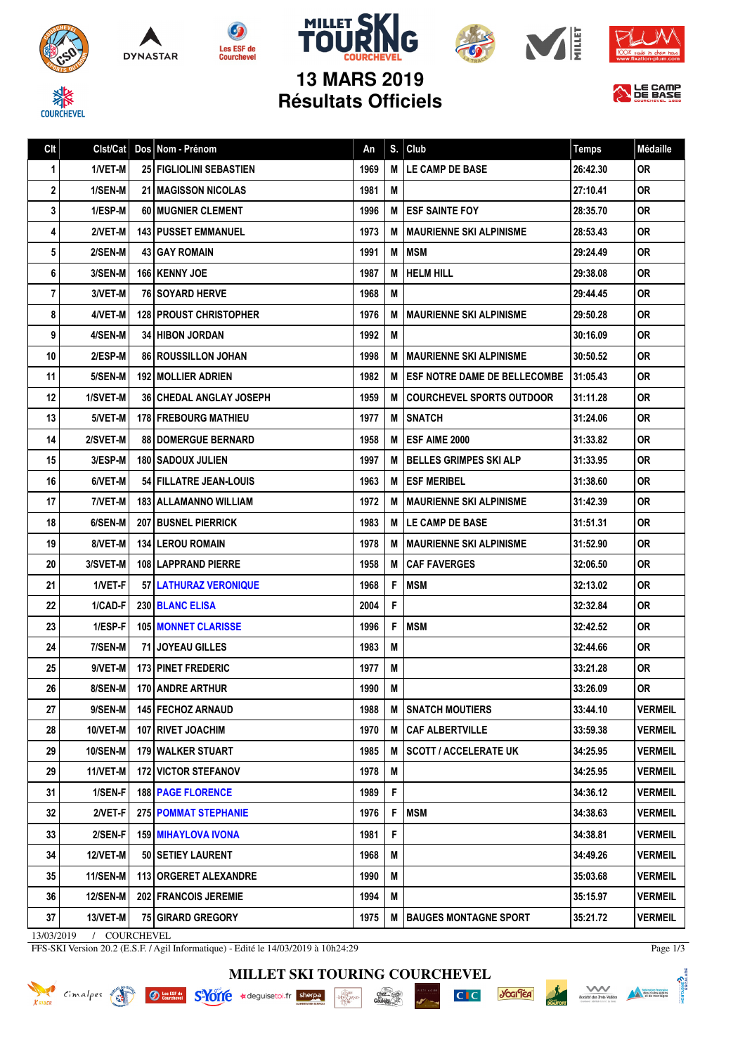# 13 MARS 2019
## Résultats Officiels

| Clt | Clst/Cat | Dos | Nom - Prénom | An | S. | Club | Temps | Médaille |
|---|---|---|---|---|---|---|---|---|
| 1 | 1/VET-M | 25 | FIGLIOLINI SEBASTIEN | 1969 | M | LE CAMP DE BASE | 26:42.30 | OR |
| 2 | 1/SEN-M | 21 | MAGISSON NICOLAS | 1981 | M | | 27:10.41 | OR |
| 3 | 1/ESP-M | 60 | MUGNIER CLEMENT | 1996 | M | ESF SAINTE FOY | 28:35.70 | OR |
| 4 | 2/VET-M | 143 | PUSSET EMMANUEL | 1973 | M | MAURIENNE SKI ALPINISME | 28:53.43 | OR |
| 5 | 2/SEN-M | 43 | GAY ROMAIN | 1991 | M | MSM | 29:24.49 | OR |
| 6 | 3/SEN-M | 166 | KENNY JOE | 1987 | M | HELM HILL | 29:38.08 | OR |
| 7 | 3/VET-M | 76 | SOYARD HERVE | 1968 | M | | 29:44.45 | OR |
| 8 | 4/VET-M | 128 | PROUST CHRISTOPHER | 1976 | M | MAURIENNE SKI ALPINISME | 29:50.28 | OR |
| 9 | 4/SEN-M | 34 | HIBON JORDAN | 1992 | M | | 30:16.09 | OR |
| 10 | 2/ESP-M | 86 | ROUSSILLON JOHAN | 1998 | M | MAURIENNE SKI ALPINISME | 30:50.52 | OR |
| 11 | 5/SEN-M | 192 | MOLLIER ADRIEN | 1982 | M | ESF NOTRE DAME DE BELLECOMBE | 31:05.43 | OR |
| 12 | 1/SVET-M | 36 | CHEDAL ANGLAY JOSEPH | 1959 | M | COURCHEVEL SPORTS OUTDOOR | 31:11.28 | OR |
| 13 | 5/VET-M | 178 | FREBOURG MATHIEU | 1977 | M | SNATCH | 31:24.06 | OR |
| 14 | 2/SVET-M | 88 | DOMERGUE BERNARD | 1958 | M | ESF AIME 2000 | 31:33.82 | OR |
| 15 | 3/ESP-M | 180 | SADOUX JULIEN | 1997 | M | BELLES GRIMPES SKI ALP | 31:33.95 | OR |
| 16 | 6/VET-M | 54 | FILLATRE JEAN-LOUIS | 1963 | M | ESF MERIBEL | 31:38.60 | OR |
| 17 | 7/VET-M | 183 | ALLAMANNO WILLIAM | 1972 | M | MAURIENNE SKI ALPINISME | 31:42.39 | OR |
| 18 | 6/SEN-M | 207 | BUSNEL PIERRICK | 1983 | M | LE CAMP DE BASE | 31:51.31 | OR |
| 19 | 8/VET-M | 134 | LEROU ROMAIN | 1978 | M | MAURIENNE SKI ALPINISME | 31:52.90 | OR |
| 20 | 3/SVET-M | 108 | LAPPRAND PIERRE | 1958 | M | CAF FAVERGES | 32:06.50 | OR |
| 21 | 1/VET-F | 57 | LATHURAZ VERONIQUE | 1968 | F | MSM | 32:13.02 | OR |
| 22 | 1/CAD-F | 230 | BLANC ELISA | 2004 | F | | 32:32.84 | OR |
| 23 | 1/ESP-F | 105 | MONNET CLARISSE | 1996 | F | MSM | 32:42.52 | OR |
| 24 | 7/SEN-M | 71 | JOYEAU GILLES | 1983 | M | | 32:44.66 | OR |
| 25 | 9/VET-M | 173 | PINET FREDERIC | 1977 | M | | 33:21.28 | OR |
| 26 | 8/SEN-M | 170 | ANDRE ARTHUR | 1990 | M | | 33:26.09 | OR |
| 27 | 9/SEN-M | 145 | FECHOZ ARNAUD | 1988 | M | SNATCH MOUTIERS | 33:44.10 | VERMEIL |
| 28 | 10/VET-M | 107 | RIVET JOACHIM | 1970 | M | CAF ALBERTVILLE | 33:59.38 | VERMEIL |
| 29 | 10/SEN-M | 179 | WALKER STUART | 1985 | M | SCOTT / ACCELERATE UK | 34:25.95 | VERMEIL |
| 29 | 11/VET-M | 172 | VICTOR STEFANOV | 1978 | M | | 34:25.95 | VERMEIL |
| 31 | 1/SEN-F | 188 | PAGE FLORENCE | 1989 | F | | 34:36.12 | VERMEIL |
| 32 | 2/VET-F | 275 | POMMAT STEPHANIE | 1976 | F | MSM | 34:38.63 | VERMEIL |
| 33 | 2/SEN-F | 159 | MIHAYLOVA IVONA | 1981 | F | | 34:38.81 | VERMEIL |
| 34 | 12/VET-M | 50 | SETIEY LAURENT | 1968 | M | | 34:49.26 | VERMEIL |
| 35 | 11/SEN-M | 113 | ORGERET ALEXANDRE | 1990 | M | | 35:03.68 | VERMEIL |
| 36 | 12/SEN-M | 202 | FRANCOIS JEREMIE | 1994 | M | | 35:15.97 | VERMEIL |
| 37 | 13/VET-M | 75 | GIRARD GREGORY | 1975 | M | BAUGES MONTAGNE SPORT | 35:21.72 | VERMEIL |

13/03/2019 / COURCHEVEL

FFS-SKI Version 20.2 (E.S.F. / Agil Informatique) - Edité le 14/03/2019 à 10h24:29

MILLET SKI TOURING COURCHEVEL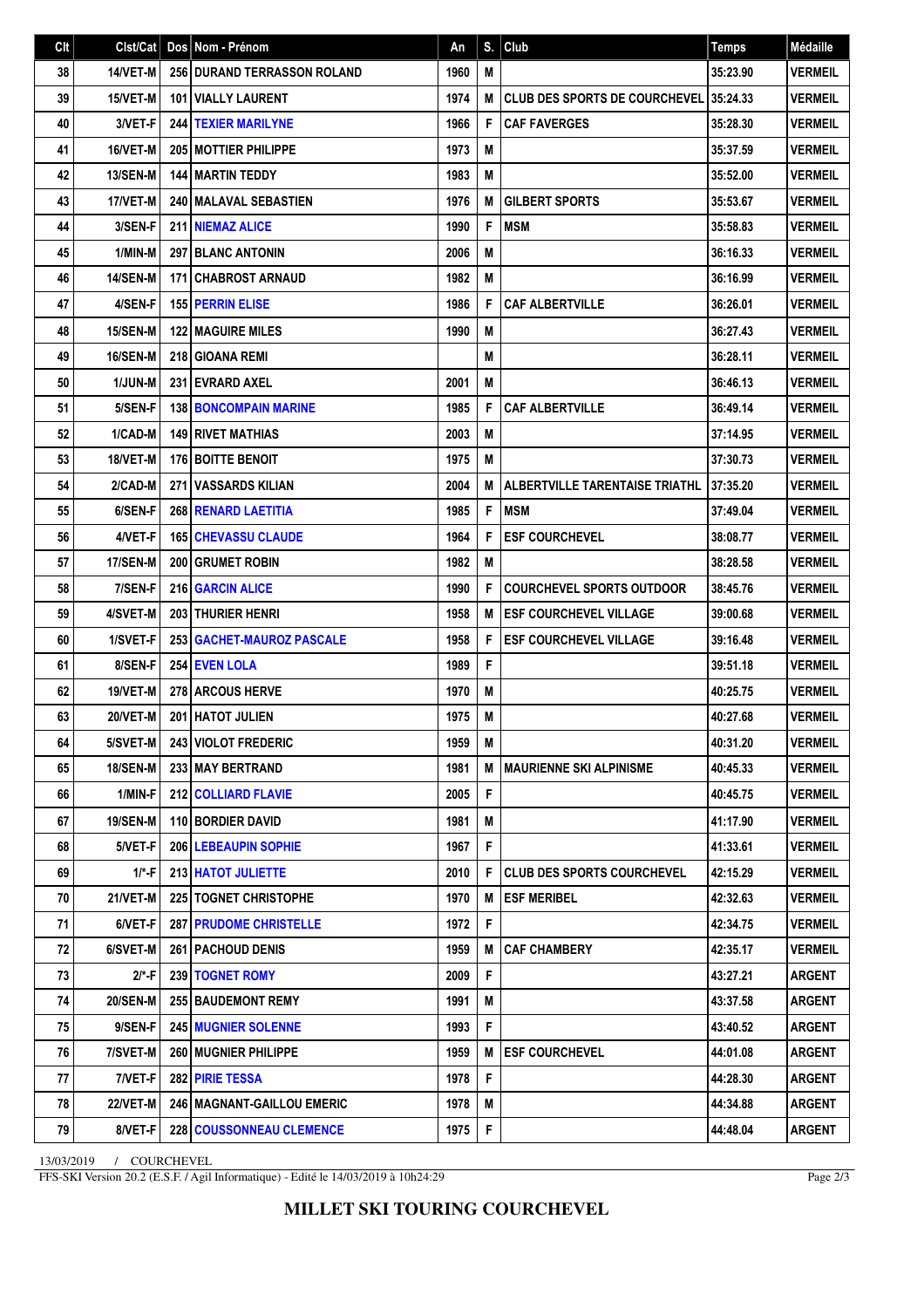| Clt | Clst/Cat | Dos | Nom - Prénom | An | S. | Club | Temps | Médaille |
|---|---|---|---|---|---|---|---|---|
| 38 | 14/VET-M | 256 | DURAND TERRASSON ROLAND | 1960 | M | | 35:23.90 | VERMEIL |
| 39 | 15/VET-M | 101 | VIALLY LAURENT | 1974 | M | CLUB DES SPORTS DE COURCHEVEL | 35:24.33 | VERMEIL |
| 40 | 3/VET-F | 244 | TEXIER MARILYNE | 1966 | F | CAF FAVERGES | 35:28.30 | VERMEIL |
| 41 | 16/VET-M | 205 | MOTTIER PHILIPPE | 1973 | M | | 35:37.59 | VERMEIL |
| 42 | 13/SEN-M | 144 | MARTIN TEDDY | 1983 | M | | 35:52.00 | VERMEIL |
| 43 | 17/VET-M | 240 | MALAVAL SEBASTIEN | 1976 | M | GILBERT SPORTS | 35:53.67 | VERMEIL |
| 44 | 3/SEN-F | 211 | NIEMAZ ALICE | 1990 | F | MSM | 35:58.83 | VERMEIL |
| 45 | 1/MIN-M | 297 | BLANC ANTONIN | 2006 | M | | 36:16.33 | VERMEIL |
| 46 | 14/SEN-M | 171 | CHABROST ARNAUD | 1982 | M | | 36:16.99 | VERMEIL |
| 47 | 4/SEN-F | 155 | PERRIN ELISE | 1986 | F | CAF ALBERTVILLE | 36:26.01 | VERMEIL |
| 48 | 15/SEN-M | 122 | MAGUIRE MILES | 1990 | M | | 36:27.43 | VERMEIL |
| 49 | 16/SEN-M | 218 | GIOANA REMI | | M | | 36:28.11 | VERMEIL |
| 50 | 1/JUN-M | 231 | EVRARD AXEL | 2001 | M | | 36:46.13 | VERMEIL |
| 51 | 5/SEN-F | 138 | BONCOMPAIN MARINE | 1985 | F | CAF ALBERTVILLE | 36:49.14 | VERMEIL |
| 52 | 1/CAD-M | 149 | RIVET MATHIAS | 2003 | M | | 37:14.95 | VERMEIL |
| 53 | 18/VET-M | 176 | BOITTE BENOIT | 1975 | M | | 37:30.73 | VERMEIL |
| 54 | 2/CAD-M | 271 | VASSARDS KILIAN | 2004 | M | ALBERTVILLE TARENTAISE TRIATHL | 37:35.20 | VERMEIL |
| 55 | 6/SEN-F | 268 | RENARD LAETITIA | 1985 | F | MSM | 37:49.04 | VERMEIL |
| 56 | 4/VET-F | 165 | CHEVASSU CLAUDE | 1964 | F | ESF COURCHEVEL | 38:08.77 | VERMEIL |
| 57 | 17/SEN-M | 200 | GRUMET ROBIN | 1982 | M | | 38:28.58 | VERMEIL |
| 58 | 7/SEN-F | 216 | GARCIN ALICE | 1990 | F | COURCHEVEL SPORTS OUTDOOR | 38:45.76 | VERMEIL |
| 59 | 4/SVET-M | 203 | THURIER HENRI | 1958 | M | ESF COURCHEVEL VILLAGE | 39:00.68 | VERMEIL |
| 60 | 1/SVET-F | 253 | GACHET-MAUROZ PASCALE | 1958 | F | ESF COURCHEVEL VILLAGE | 39:16.48 | VERMEIL |
| 61 | 8/SEN-F | 254 | EVEN LOLA | 1989 | F | | 39:51.18 | VERMEIL |
| 62 | 19/VET-M | 278 | ARCOUS HERVE | 1970 | M | | 40:25.75 | VERMEIL |
| 63 | 20/VET-M | 201 | HATOT JULIEN | 1975 | M | | 40:27.68 | VERMEIL |
| 64 | 5/SVET-M | 243 | VIOLOT FREDERIC | 1959 | M | | 40:31.20 | VERMEIL |
| 65 | 18/SEN-M | 233 | MAY BERTRAND | 1981 | M | MAURIENNE SKI ALPINISME | 40:45.33 | VERMEIL |
| 66 | 1/MIN-F | 212 | COLLIARD FLAVIE | 2005 | F | | 40:45.75 | VERMEIL |
| 67 | 19/SEN-M | 110 | BORDIER DAVID | 1981 | M | | 41:17.90 | VERMEIL |
| 68 | 5/VET-F | 206 | LEBEAUPIN SOPHIE | 1967 | F | | 41:33.61 | VERMEIL |
| 69 | 1/*-F | 213 | HATOT JULIETTE | 2010 | F | CLUB DES SPORTS COURCHEVEL | 42:15.29 | VERMEIL |
| 70 | 21/VET-M | 225 | TOGNET CHRISTOPHE | 1970 | M | ESF MERIBEL | 42:32.63 | VERMEIL |
| 71 | 6/VET-F | 287 | PRUDOME CHRISTELLE | 1972 | F | | 42:34.75 | VERMEIL |
| 72 | 6/SVET-M | 261 | PACHOUD DENIS | 1959 | M | CAF CHAMBERY | 42:35.17 | VERMEIL |
| 73 | 2/*-F | 239 | TOGNET ROMY | 2009 | F | | 43:27.21 | ARGENT |
| 74 | 20/SEN-M | 255 | BAUDEMONT REMY | 1991 | M | | 43:37.58 | ARGENT |
| 75 | 9/SEN-F | 245 | MUGNIER SOLENNE | 1993 | F | | 43:40.52 | ARGENT |
| 76 | 7/SVET-M | 260 | MUGNIER PHILIPPE | 1959 | M | ESF COURCHEVEL | 44:01.08 | ARGENT |
| 77 | 7/VET-F | 282 | PIRIE TESSA | 1978 | F | | 44:28.30 | ARGENT |
| 78 | 22/VET-M | 246 | MAGNANT-GAILLOU EMERIC | 1978 | M | | 44:34.88 | ARGENT |
| 79 | 8/VET-F | 228 | COUSSONNEAU CLEMENCE | 1975 | F | | 44:48.04 | ARGENT |

13/03/2019 / COURCHEVEL

FFS-SKI Version 20.2 (E.S.F. / Agil Informatique) - Edité le 14/03/2019 à 10h24:29

**MILLET SKI TOURING COURCHEVEL**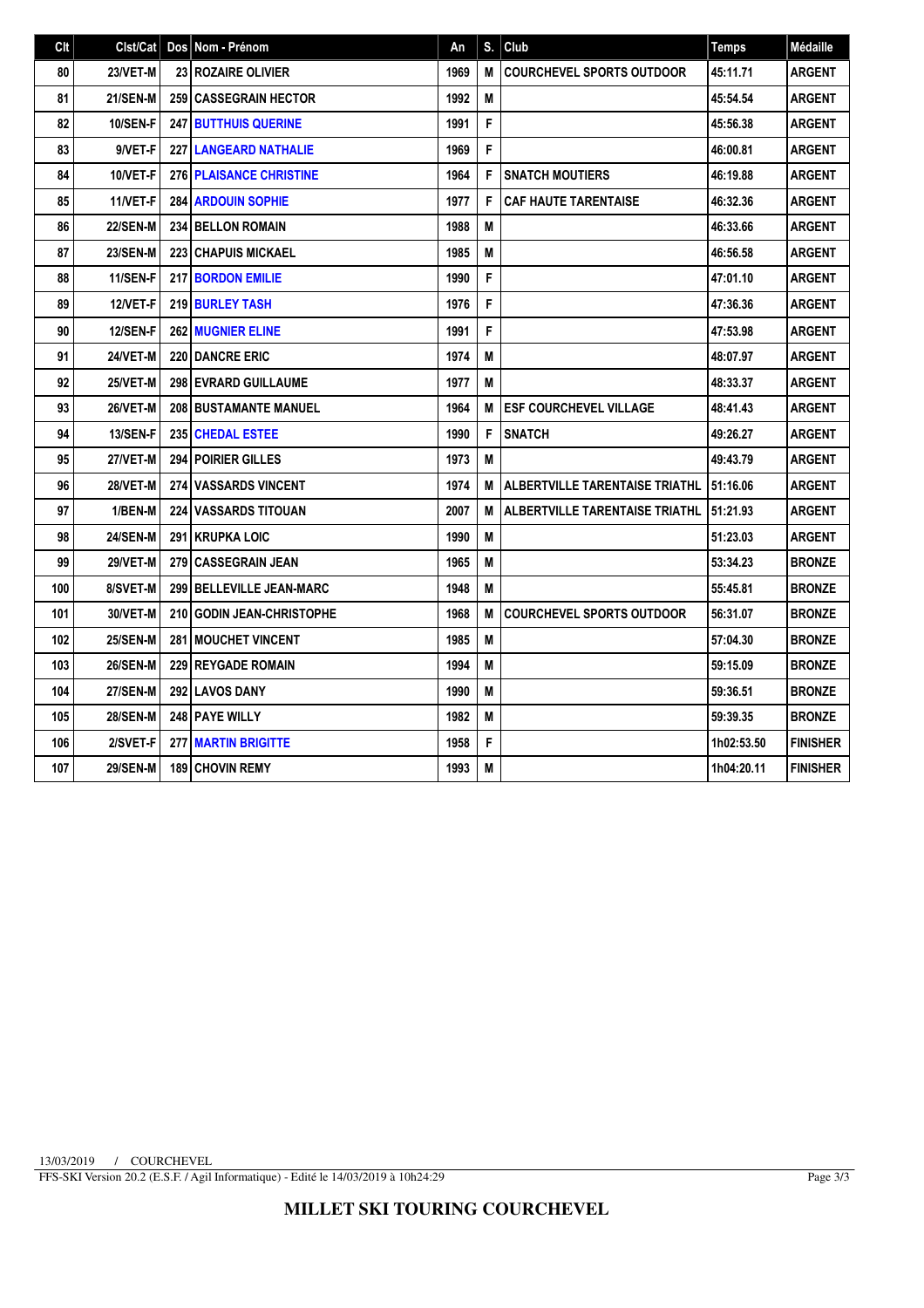| Clt | Clst/Cat | Dos | Nom - Prénom | An | S. | Club | Temps | Médaille |
|---|---|---|---|---|---|---|---|---|
| 80 | 23/VET-M | 23 | ROZAIRE OLIVIER | 1969 | M | COURCHEVEL SPORTS OUTDOOR | 45:11.71 | ARGENT |
| 81 | 21/SEN-M | 259 | CASSEGRAIN HECTOR | 1992 | M | | 45:54.54 | ARGENT |
| 82 | 10/SEN-F | 247 | BUTTHUIS QUERINE | 1991 | F | | 45:56.38 | ARGENT |
| 83 | 9/VET-F | 227 | LANGEARD NATHALIE | 1969 | F | | 46:00.81 | ARGENT |
| 84 | 10/VET-F | 276 | PLAISANCE CHRISTINE | 1964 | F | SNATCH MOUTIERS | 46:19.88 | ARGENT |
| 85 | 11/VET-F | 284 | ARDOUIN SOPHIE | 1977 | F | CAF HAUTE TARENTAISE | 46:32.36 | ARGENT |
| 86 | 22/SEN-M | 234 | BELLON ROMAIN | 1988 | M | | 46:33.66 | ARGENT |
| 87 | 23/SEN-M | 223 | CHAPUIS MICKAEL | 1985 | M | | 46:56.58 | ARGENT |
| 88 | 11/SEN-F | 217 | BORDON EMILIE | 1990 | F | | 47:01.10 | ARGENT |
| 89 | 12/VET-F | 219 | BURLEY TASH | 1976 | F | | 47:36.36 | ARGENT |
| 90 | 12/SEN-F | 262 | MUGNIER ELINE | 1991 | F | | 47:53.98 | ARGENT |
| 91 | 24/VET-M | 220 | DANCRE ERIC | 1974 | M | | 48:07.97 | ARGENT |
| 92 | 25/VET-M | 298 | EVRARD GUILLAUME | 1977 | M | | 48:33.37 | ARGENT |
| 93 | 26/VET-M | 208 | BUSTAMANTE MANUEL | 1964 | M | ESF COURCHEVEL VILLAGE | 48:41.43 | ARGENT |
| 94 | 13/SEN-F | 235 | CHEDAL ESTEE | 1990 | F | SNATCH | 49:26.27 | ARGENT |
| 95 | 27/VET-M | 294 | POIRIER GILLES | 1973 | M | | 49:43.79 | ARGENT |
| 96 | 28/VET-M | 274 | VASSARDS VINCENT | 1974 | M | ALBERTVILLE TARENTAISE TRIATHL | 51:16.06 | ARGENT |
| 97 | 1/BEN-M | 224 | VASSARDS TITOUAN | 2007 | M | ALBERTVILLE TARENTAISE TRIATHL | 51:21.93 | ARGENT |
| 98 | 24/SEN-M | 291 | KRUPKA LOIC | 1990 | M | | 51:23.03 | ARGENT |
| 99 | 29/VET-M | 279 | CASSEGRAIN JEAN | 1965 | M | | 53:34.23 | BRONZE |
| 100 | 8/SVET-M | 299 | BELLEVILLE JEAN-MARC | 1948 | M | | 55:45.81 | BRONZE |
| 101 | 30/VET-M | 210 | GODIN JEAN-CHRISTOPHE | 1968 | M | COURCHEVEL SPORTS OUTDOOR | 56:31.07 | BRONZE |
| 102 | 25/SEN-M | 281 | MOUCHET VINCENT | 1985 | M | | 57:04.30 | BRONZE |
| 103 | 26/SEN-M | 229 | REYGADE ROMAIN | 1994 | M | | 59:15.09 | BRONZE |
| 104 | 27/SEN-M | 292 | LAVOS DANY | 1990 | M | | 59:36.51 | BRONZE |
| 105 | 28/SEN-M | 248 | PAYE WILLY | 1982 | M | | 59:39.35 | BRONZE |
| 106 | 2/SVET-F | 277 | MARTIN BRIGITTE | 1958 | F | | 1h02:53.50 | FINISHER |
| 107 | 29/SEN-M | 189 | CHOVIN REMY | 1993 | M | | 1h04:20.11 | FINISHER |

13/03/2019 / COURCHEVEL

FFS-SKI Version 20.2 (E.S.F. / Agil Informatique) - Edité le 14/03/2019 à 10h24:29

**MILLET SKI TOURING COURCHEVEL**